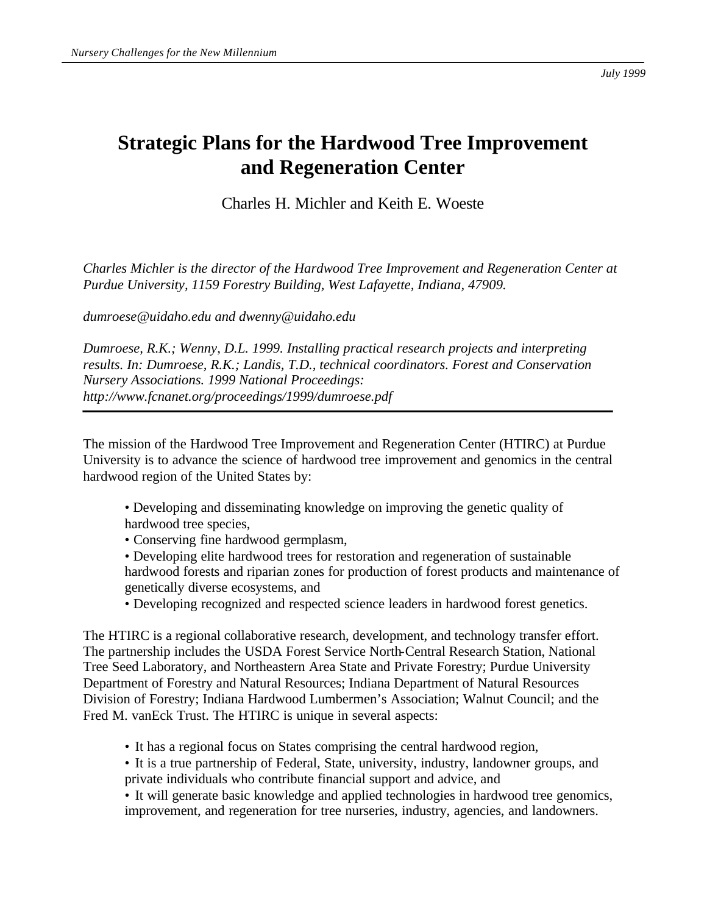July 1999

# Strategic Plans for the Hardwood Tree Improvement and Regeneration Center

Charles H. Michler and Keith E. Woeste

*Charles Michler is the director of the Hardwood Tree Improvement and Regeneration Center at Purdue University, 1159 Forestry Building, West Lafayette, Indiana, 47909.*

*dumroese@uidaho.edu and dwenny@uidaho.edu*

*Dumroese, R.K.; Wenny, D.L. 1999. Installing practical research projects and interpreting results. In: Dumroese, R.K.; Landis, T.D., technical coordinators. Forest and Conservation Nursery Associations. 1999 National Proceedings: http://www.fcnanet.org/proceedings/1999/dumroese.pdf*

---

The mission of the Hardwood Tree Improvement and Regeneration Center (HTIRC) at Purdue University is to advance the science of hardwood tree improvement and genomics in the central hardwood region of the United States by:

- Developing and disseminating knowledge on improving the genetic quality of hardwood tree species,
- Conserving fine hardwood germplasm,
- Developing elite hardwood trees for restoration and regeneration of sustainable hardwood forests and riparian zones for production of forest products and maintenance of genetically diverse ecosystems, and
- Developing recognized and respected science leaders in hardwood forest genetics.

The HTIRC is a regional collaborative research, development, and technology transfer effort. The partnership includes the USDA Forest Service North-Central Research Station, National Tree Seed Laboratory, and Northeastern Area State and Private Forestry; Purdue University Department of Forestry and Natural Resources; Indiana Department of Natural Resources Division of Forestry; Indiana Hardwood Lumbermen's Association; Walnut Council; and the Fred M. vanEck Trust. The HTIRC is unique in several aspects:

- It has a regional focus on States comprising the central hardwood region,
- It is a true partnership of Federal, State, university, industry, landowner groups, and private individuals who contribute financial support and advice, and
- It will generate basic knowledge and applied technologies in hardwood tree genomics, improvement, and regeneration for tree nurseries, industry, agencies, and landowners.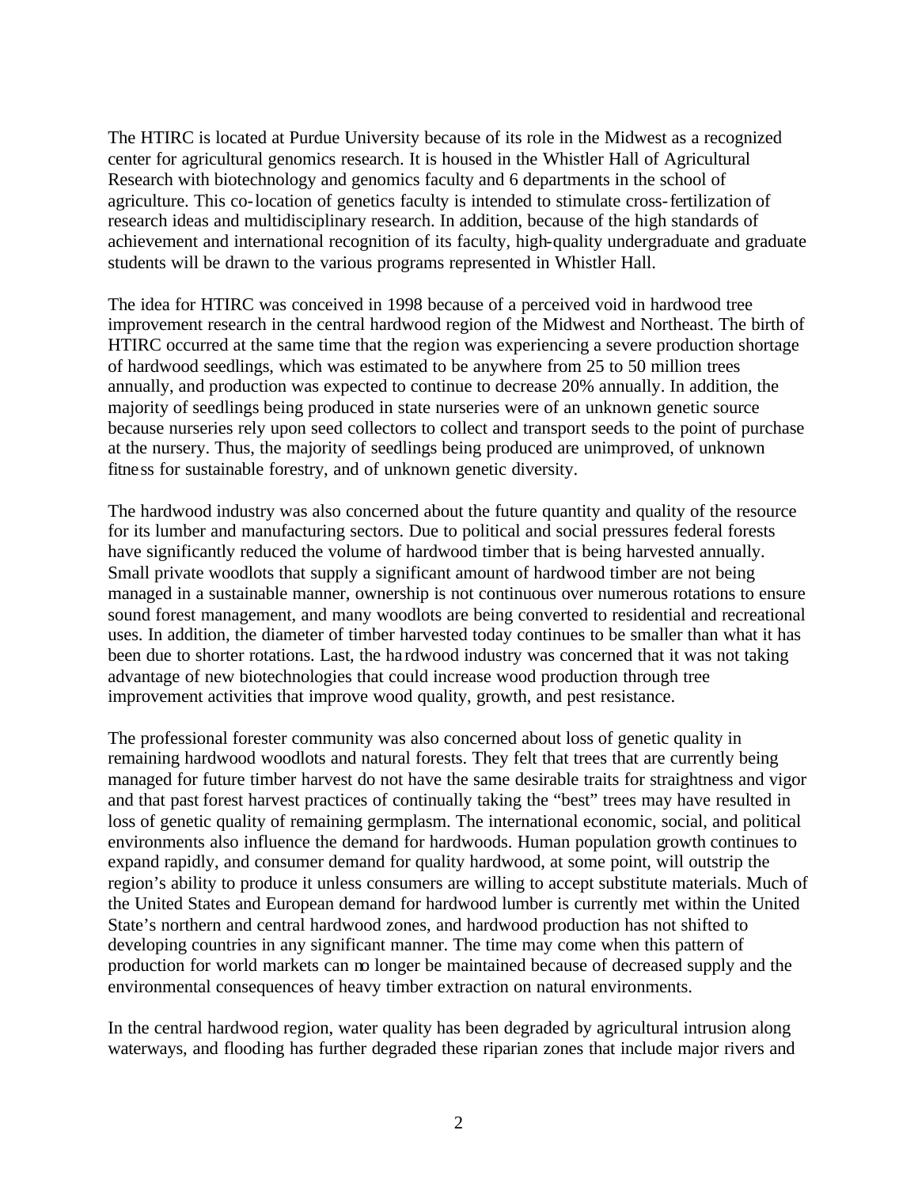The HTIRC is located at Purdue University because of its role in the Midwest as a recognized center for agricultural genomics research. It is housed in the Whistler Hall of Agricultural Research with biotechnology and genomics faculty and 6 departments in the school of agriculture. This co-location of genetics faculty is intended to stimulate cross-fertilization of research ideas and multidisciplinary research. In addition, because of the high standards of achievement and international recognition of its faculty, high-quality undergraduate and graduate students will be drawn to the various programs represented in Whistler Hall.

The idea for HTIRC was conceived in 1998 because of a perceived void in hardwood tree improvement research in the central hardwood region of the Midwest and Northeast. The birth of HTIRC occurred at the same time that the region was experiencing a severe production shortage of hardwood seedlings, which was estimated to be anywhere from 25 to 50 million trees annually, and production was expected to continue to decrease 20% annually. In addition, the majority of seedlings being produced in state nurseries were of an unknown genetic source because nurseries rely upon seed collectors to collect and transport seeds to the point of purchase at the nursery. Thus, the majority of seedlings being produced are unimproved, of unknown fitness for sustainable forestry, and of unknown genetic diversity.

The hardwood industry was also concerned about the future quantity and quality of the resource for its lumber and manufacturing sectors. Due to political and social pressures federal forests have significantly reduced the volume of hardwood timber that is being harvested annually. Small private woodlots that supply a significant amount of hardwood timber are not being managed in a sustainable manner, ownership is not continuous over numerous rotations to ensure sound forest management, and many woodlots are being converted to residential and recreational uses. In addition, the diameter of timber harvested today continues to be smaller than what it has been due to shorter rotations. Last, the hardwood industry was concerned that it was not taking advantage of new biotechnologies that could increase wood production through tree improvement activities that improve wood quality, growth, and pest resistance.

The professional forester community was also concerned about loss of genetic quality in remaining hardwood woodlots and natural forests. They felt that trees that are currently being managed for future timber harvest do not have the same desirable traits for straightness and vigor and that past forest harvest practices of continually taking the "best" trees may have resulted in loss of genetic quality of remaining germplasm. The international economic, social, and political environments also influence the demand for hardwoods. Human population growth continues to expand rapidly, and consumer demand for quality hardwood, at some point, will outstrip the region's ability to produce it unless consumers are willing to accept substitute materials. Much of the United States and European demand for hardwood lumber is currently met within the United State's northern and central hardwood zones, and hardwood production has not shifted to developing countries in any significant manner. The time may come when this pattern of production for world markets can no longer be maintained because of decreased supply and the environmental consequences of heavy timber extraction on natural environments.

In the central hardwood region, water quality has been degraded by agricultural intrusion along waterways, and flooding has further degraded these riparian zones that include major rivers and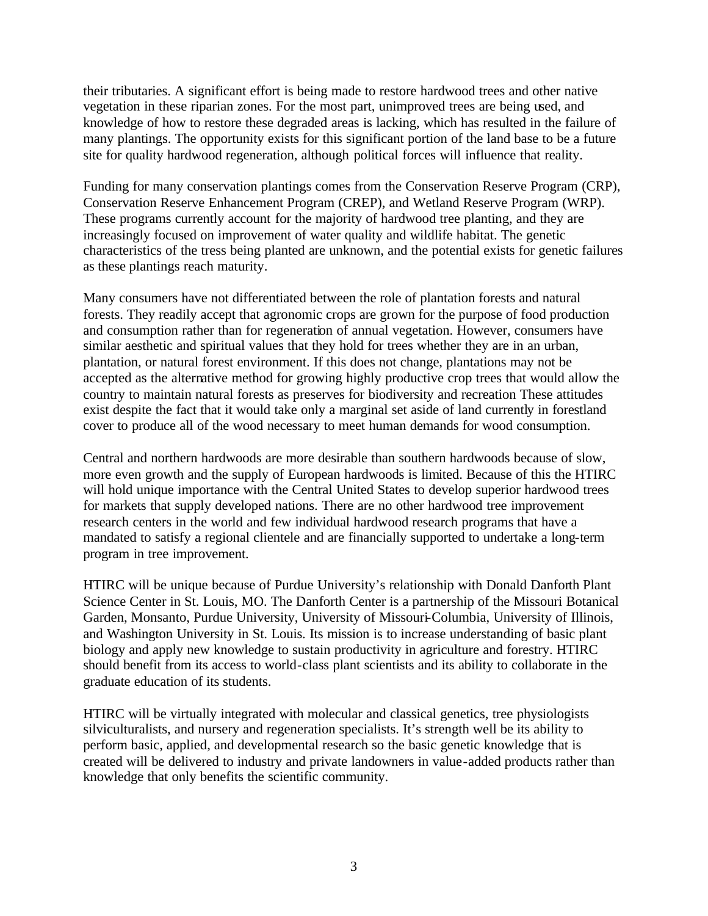their tributaries. A significant effort is being made to restore hardwood trees and other native vegetation in these riparian zones. For the most part, unimproved trees are being used, and knowledge of how to restore these degraded areas is lacking, which has resulted in the failure of many plantings. The opportunity exists for this significant portion of the land base to be a future site for quality hardwood regeneration, although political forces will influence that reality.

Funding for many conservation plantings comes from the Conservation Reserve Program (CRP), Conservation Reserve Enhancement Program (CREP), and Wetland Reserve Program (WRP). These programs currently account for the majority of hardwood tree planting, and they are increasingly focused on improvement of water quality and wildlife habitat. The genetic characteristics of the tress being planted are unknown, and the potential exists for genetic failures as these plantings reach maturity.

Many consumers have not differentiated between the role of plantation forests and natural forests. They readily accept that agronomic crops are grown for the purpose of food production and consumption rather than for regeneration of annual vegetation. However, consumers have similar aesthetic and spiritual values that they hold for trees whether they are in an urban, plantation, or natural forest environment. If this does not change, plantations may not be accepted as the alternative method for growing highly productive crop trees that would allow the country to maintain natural forests as preserves for biodiversity and recreation These attitudes exist despite the fact that it would take only a marginal set aside of land currently in forestland cover to produce all of the wood necessary to meet human demands for wood consumption.

Central and northern hardwoods are more desirable than southern hardwoods because of slow, more even growth and the supply of European hardwoods is limited. Because of this the HTIRC will hold unique importance with the Central United States to develop superior hardwood trees for markets that supply developed nations. There are no other hardwood tree improvement research centers in the world and few individual hardwood research programs that have a mandated to satisfy a regional clientele and are financially supported to undertake a long-term program in tree improvement.

HTIRC will be unique because of Purdue University's relationship with Donald Danforth Plant Science Center in St. Louis, MO. The Danforth Center is a partnership of the Missouri Botanical Garden, Monsanto, Purdue University, University of Missouri-Columbia, University of Illinois, and Washington University in St. Louis. Its mission is to increase understanding of basic plant biology and apply new knowledge to sustain productivity in agriculture and forestry. HTIRC should benefit from its access to world-class plant scientists and its ability to collaborate in the graduate education of its students.

HTIRC will be virtually integrated with molecular and classical genetics, tree physiologists silviculturalists, and nursery and regeneration specialists. It's strength well be its ability to perform basic, applied, and developmental research so the basic genetic knowledge that is created will be delivered to industry and private landowners in value-added products rather than knowledge that only benefits the scientific community.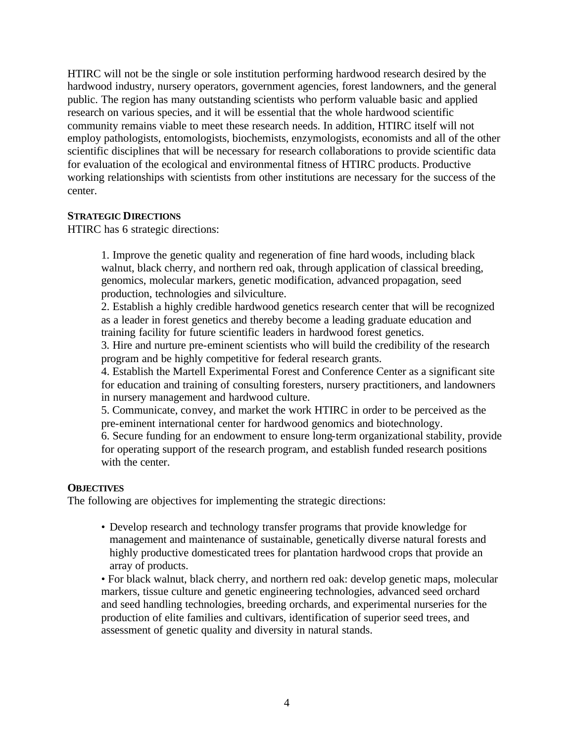HTIRC will not be the single or sole institution performing hardwood research desired by the hardwood industry, nursery operators, government agencies, forest landowners, and the general public. The region has many outstanding scientists who perform valuable basic and applied research on various species, and it will be essential that the whole hardwood scientific community remains viable to meet these research needs. In addition, HTIRC itself will not employ pathologists, entomologists, biochemists, enzymologists, economists and all of the other scientific disciplines that will be necessary for research collaborations to provide scientific data for evaluation of the ecological and environmental fitness of HTIRC products. Productive working relationships with scientists from other institutions are necessary for the success of the center.

**STRATEGIC DIRECTIONS**

HTIRC has 6 strategic directions:

1. Improve the genetic quality and regeneration of fine hard woods, including black walnut, black cherry, and northern red oak, through application of classical breeding, genomics, molecular markers, genetic modification, advanced propagation, seed production, technologies and silviculture.
2. Establish a highly credible hardwood genetics research center that will be recognized as a leader in forest genetics and thereby become a leading graduate education and training facility for future scientific leaders in hardwood forest genetics.
3. Hire and nurture pre-eminent scientists who will build the credibility of the research program and be highly competitive for federal research grants.
4. Establish the Martell Experimental Forest and Conference Center as a significant site for education and training of consulting foresters, nursery practitioners, and landowners in nursery management and hardwood culture.
5. Communicate, convey, and market the work HTIRC in order to be perceived as the pre-eminent international center for hardwood genomics and biotechnology.
6. Secure funding for an endowment to ensure long-term organizational stability, provide for operating support of the research program, and establish funded research positions with the center.

**OBJECTIVES**

The following are objectives for implementing the strategic directions:

- Develop research and technology transfer programs that provide knowledge for management and maintenance of sustainable, genetically diverse natural forests and highly productive domesticated trees for plantation hardwood crops that provide an array of products.
- For black walnut, black cherry, and northern red oak: develop genetic maps, molecular markers, tissue culture and genetic engineering technologies, advanced seed orchard and seed handling technologies, breeding orchards, and experimental nurseries for the production of elite families and cultivars, identification of superior seed trees, and assessment of genetic quality and diversity in natural stands.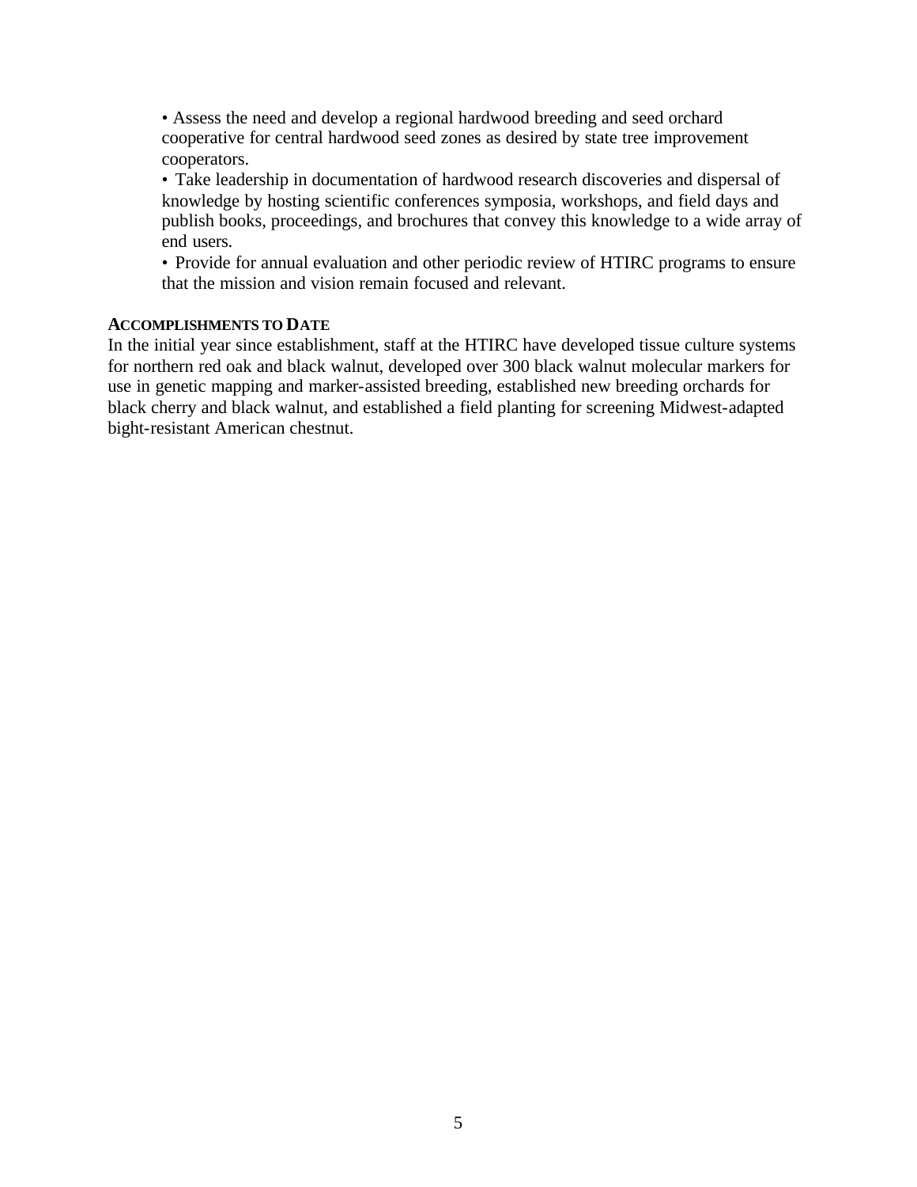- Assess the need and develop a regional hardwood breeding and seed orchard cooperative for central hardwood seed zones as desired by state tree improvement cooperators.
- Take leadership in documentation of hardwood research discoveries and dispersal of knowledge by hosting scientific conferences symposia, workshops, and field days and publish books, proceedings, and brochures that convey this knowledge to a wide array of end users.
- Provide for annual evaluation and other periodic review of HTIRC programs to ensure that the mission and vision remain focused and relevant.

### ACCOMPLISHMENTS TO DATE

In the initial year since establishment, staff at the HTIRC have developed tissue culture systems for northern red oak and black walnut, developed over 300 black walnut molecular markers for use in genetic mapping and marker-assisted breeding, established new breeding orchards for black cherry and black walnut, and established a field planting for screening Midwest-adapted bight-resistant American chestnut.